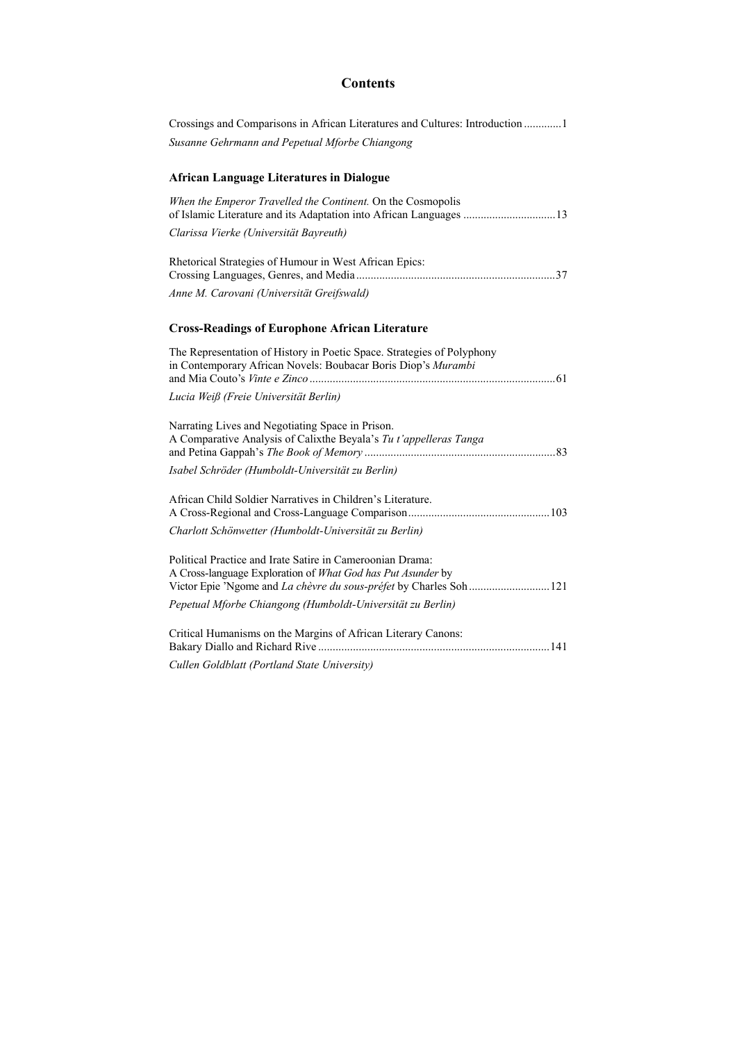# Contents

Crossings and Comparisons in African Literatures and Cultures: Introduction .............1
*Susanne Gehrmann and Pepetual Mforbe Chiangong*

## African Language Literatures in Dialogue

*When the Emperor Travelled the Continent.* On the Cosmopolis of Islamic Literature and its Adaptation into African Languages ................................13
*Clarissa Vierke (Universität Bayreuth)*

Rhetorical Strategies of Humour in West African Epics: Crossing Languages, Genres, and Media ....................................................................37
*Anne M. Carovani (Universität Greifswald)*

## Cross-Readings of Europhone African Literature

The Representation of History in Poetic Space. Strategies of Polyphony in Contemporary African Novels: Boubacar Boris Diop's *Murambi* and Mia Couto's *Vinte e Zinco* ....................................................................................61
*Lucia Weiß (Freie Universität Berlin)*

Narrating Lives and Negotiating Space in Prison. A Comparative Analysis of Calixthe Beyala's *Tu t'appelleras Tanga* and Petina Gappah's *The Book of Memory* ..................................................................83
*Isabel Schröder (Humboldt-Universität zu Berlin)*

African Child Soldier Narratives in Children's Literature. A Cross-Regional and Cross-Language Comparison.................................................103
*Charlott Schönwetter (Humboldt-Universität zu Berlin)*

Political Practice and Irate Satire in Cameroonian Drama: A Cross-language Exploration of *What God has Put Asunder* by Victor Epie 'Ngome and *La chèvre du sous-préfet* by Charles Soh ...........................121
*Pepetual Mforbe Chiangong (Humboldt-Universität zu Berlin)*

Critical Humanisms on the Margins of African Literary Canons: Bakary Diallo and Richard Rive ...............................................................................141
*Cullen Goldblatt (Portland State University)*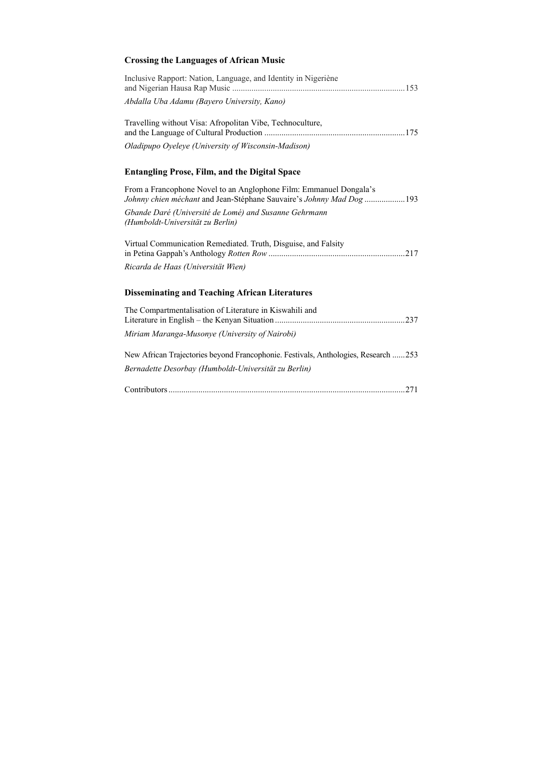### Crossing the Languages of African Music

Inclusive Rapport: Nation, Language, and Identity in Nigeriène and Nigerian Hausa Rap Music ....................................................................................153

*Abdalla Uba Adamu (Bayero University, Kano)*

Travelling without Visa: Afropolitan Vibe, Technoculture, and the Language of Cultural Production ....................................................................175

*Oladipupo Oyeleye (University of Wisconsin-Madison)*

### Entangling Prose, Film, and the Digital Space

From a Francophone Novel to an Anglophone Film: Emmanuel Dongala's *Johnny chien méchant* and Jean-Stéphane Sauvaire's *Johnny Mad Dog* ...................193

*Gbande Daré (Université de Lomé) and Susanne Gehrmann (Humboldt-Universität zu Berlin)*

Virtual Communication Remediated. Truth, Disguise, and Falsity in Petina Gappah's Anthology *Rotten Row* ...............................................................217

*Ricarda de Haas (Universität Wien)*

### Disseminating and Teaching African Literatures

The Compartmentalisation of Literature in Kiswahili and Literature in English – the Kenyan Situation ............................................................237

*Miriam Maranga-Musonye (University of Nairobi)*

New African Trajectories beyond Francophonie. Festivals, Anthologies, Research ......253

*Bernadette Desorbay (Humboldt-Universität zu Berlin)*

Contributors .............................................................................................................271